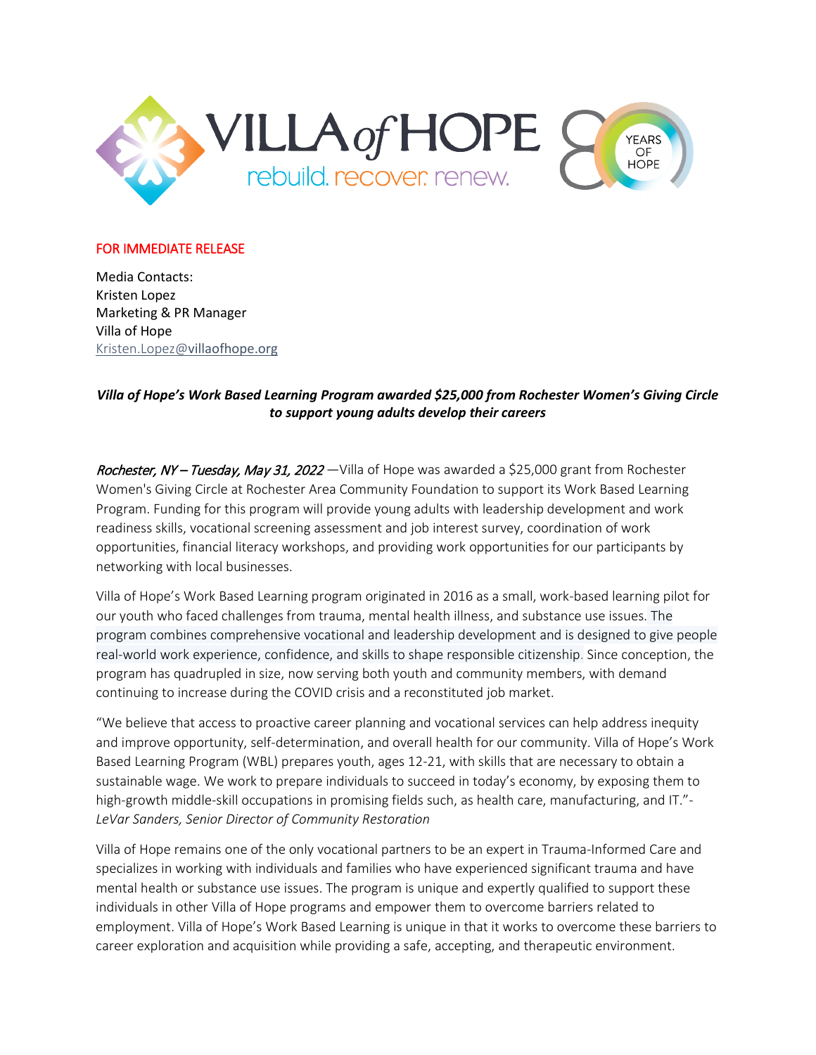FOR IMMEDIATE RELEASE

Media Contacts:
Kristen Lopez
Marketing & PR Manager
Villa of Hope
Kristen.Lopez@villaofhope.org

***Villa of Hope's Work Based Learning Program awarded $25,000 from Rochester Women's Giving Circle to support young adults develop their careers***

*Rochester, NY – Tuesday, May 31, 2022* —Villa of Hope was awarded a $25,000 grant from Rochester Women's Giving Circle at Rochester Area Community Foundation to support its Work Based Learning Program. Funding for this program will provide young adults with leadership development and work readiness skills, vocational screening assessment and job interest survey, coordination of work opportunities, financial literacy workshops, and providing work opportunities for our participants by networking with local businesses.

Villa of Hope's Work Based Learning program originated in 2016 as a small, work-based learning pilot for our youth who faced challenges from trauma, mental health illness, and substance use issues. The program combines comprehensive vocational and leadership development and is designed to give people real-world work experience, confidence, and skills to shape responsible citizenship. Since conception, the program has quadrupled in size, now serving both youth and community members, with demand continuing to increase during the COVID crisis and a reconstituted job market.

"We believe that access to proactive career planning and vocational services can help address inequity and improve opportunity, self-determination, and overall health for our community. Villa of Hope's Work Based Learning Program (WBL) prepares youth, ages 12-21, with skills that are necessary to obtain a sustainable wage. We work to prepare individuals to succeed in today's economy, by exposing them to high-growth middle-skill occupations in promising fields such, as health care, manufacturing, and IT."- *LeVar Sanders, Senior Director of Community Restoration*

Villa of Hope remains one of the only vocational partners to be an expert in Trauma-Informed Care and specializes in working with individuals and families who have experienced significant trauma and have mental health or substance use issues. The program is unique and expertly qualified to support these individuals in other Villa of Hope programs and empower them to overcome barriers related to employment. Villa of Hope's Work Based Learning is unique in that it works to overcome these barriers to career exploration and acquisition while providing a safe, accepting, and therapeutic environment.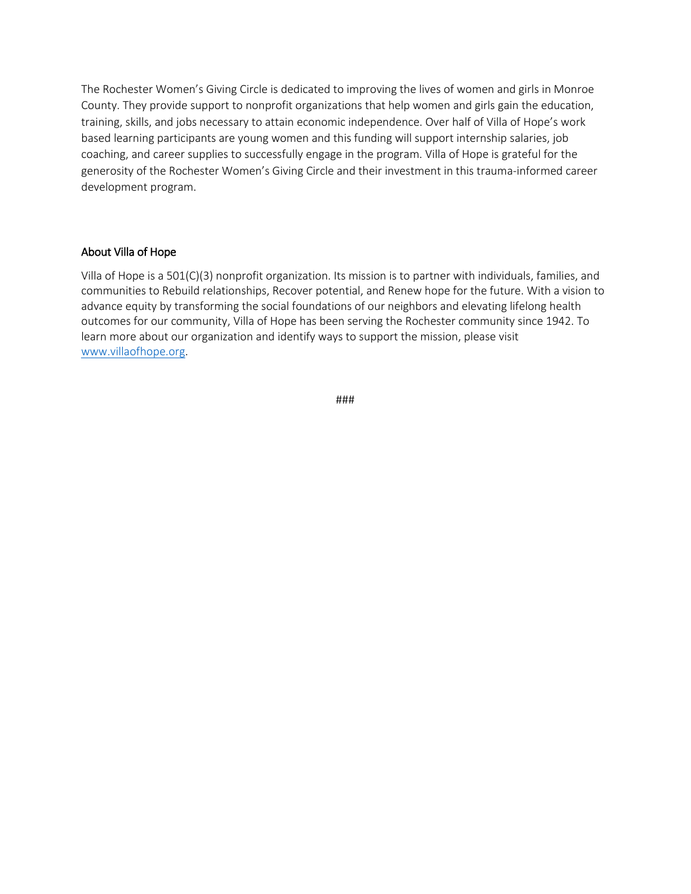The Rochester Women's Giving Circle is dedicated to improving the lives of women and girls in Monroe County. They provide support to nonprofit organizations that help women and girls gain the education, training, skills, and jobs necessary to attain economic independence. Over half of Villa of Hope's work based learning participants are young women and this funding will support internship salaries, job coaching, and career supplies to successfully engage in the program. Villa of Hope is grateful for the generosity of the Rochester Women's Giving Circle and their investment in this trauma-informed career development program.

## About Villa of Hope

Villa of Hope is a 501(C)(3) nonprofit organization. Its mission is to partner with individuals, families, and communities to Rebuild relationships, Recover potential, and Renew hope for the future. With a vision to advance equity by transforming the social foundations of our neighbors and elevating lifelong health outcomes for our community, Villa of Hope has been serving the Rochester community since 1942. To learn more about our organization and identify ways to support the mission, please visit [www.villaofhope.org](http://www.villaofhope.org).

###